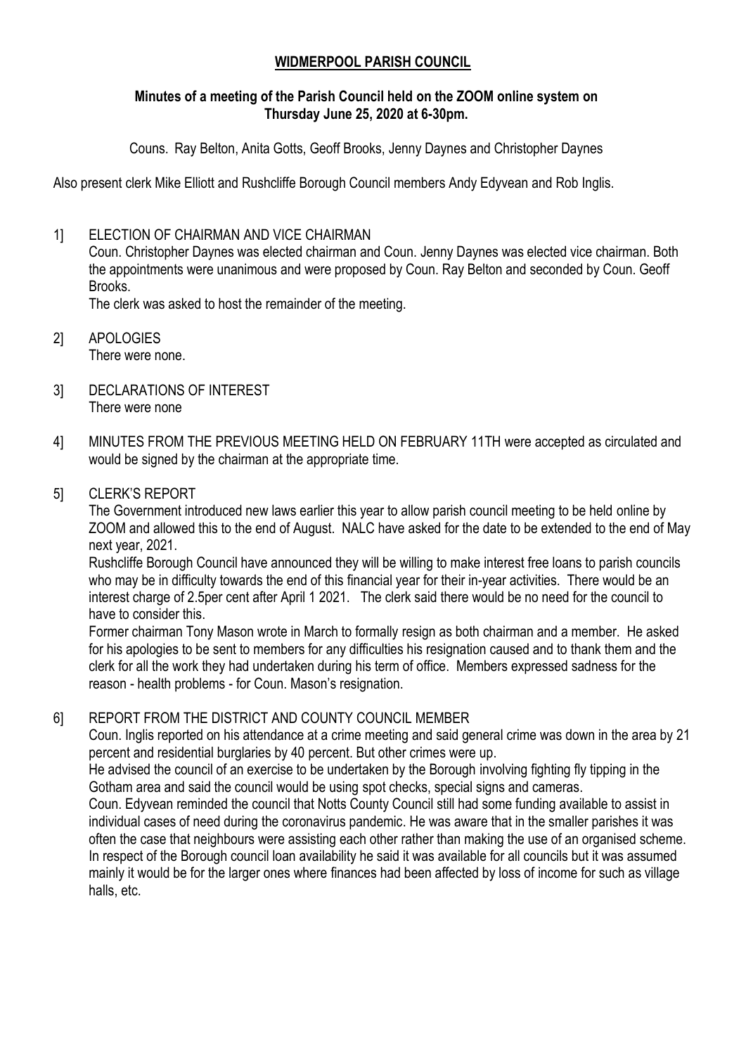# WIDMERPOOL PARISH COUNCIL

**Minutes of a meeting of the Parish Council held on the ZOOM online system on Thursday June 25, 2020 at 6-30pm.**

Couns. Ray Belton, Anita Gotts, Geoff Brooks, Jenny Daynes and Christopher Daynes

Also present clerk Mike Elliott and Rushcliffe Borough Council members Andy Edyvean and Rob Inglis.

1] ELECTION OF CHAIRMAN AND VICE CHAIRMAN
Coun. Christopher Daynes was elected chairman and Coun. Jenny Daynes was elected vice chairman. Both the appointments were unanimous and were proposed by Coun. Ray Belton and seconded by Coun. Geoff Brooks.
The clerk was asked to host the remainder of the meeting.

2] APOLOGIES
There were none.

3] DECLARATIONS OF INTEREST
There were none

4] MINUTES FROM THE PREVIOUS MEETING HELD ON FEBRUARY 11TH were accepted as circulated and would be signed by the chairman at the appropriate time.

5] CLERK'S REPORT
The Government introduced new laws earlier this year to allow parish council meeting to be held online by ZOOM and allowed this to the end of August. NALC have asked for the date to be extended to the end of May next year, 2021.
Rushcliffe Borough Council have announced they will be willing to make interest free loans to parish councils who may be in difficulty towards the end of this financial year for their in-year activities. There would be an interest charge of 2.5per cent after April 1 2021. The clerk said there would be no need for the council to have to consider this.
Former chairman Tony Mason wrote in March to formally resign as both chairman and a member. He asked for his apologies to be sent to members for any difficulties his resignation caused and to thank them and the clerk for all the work they had undertaken during his term of office. Members expressed sadness for the reason - health problems - for Coun. Mason's resignation.

6] REPORT FROM THE DISTRICT AND COUNTY COUNCIL MEMBER
Coun. Inglis reported on his attendance at a crime meeting and said general crime was down in the area by 21 percent and residential burglaries by 40 percent. But other crimes were up.
He advised the council of an exercise to be undertaken by the Borough involving fighting fly tipping in the Gotham area and said the council would be using spot checks, special signs and cameras.
Coun. Edyvean reminded the council that Notts County Council still had some funding available to assist in individual cases of need during the coronavirus pandemic. He was aware that in the smaller parishes it was often the case that neighbours were assisting each other rather than making the use of an organised scheme. In respect of the Borough council loan availability he said it was available for all councils but it was assumed mainly it would be for the larger ones where finances had been affected by loss of income for such as village halls, etc.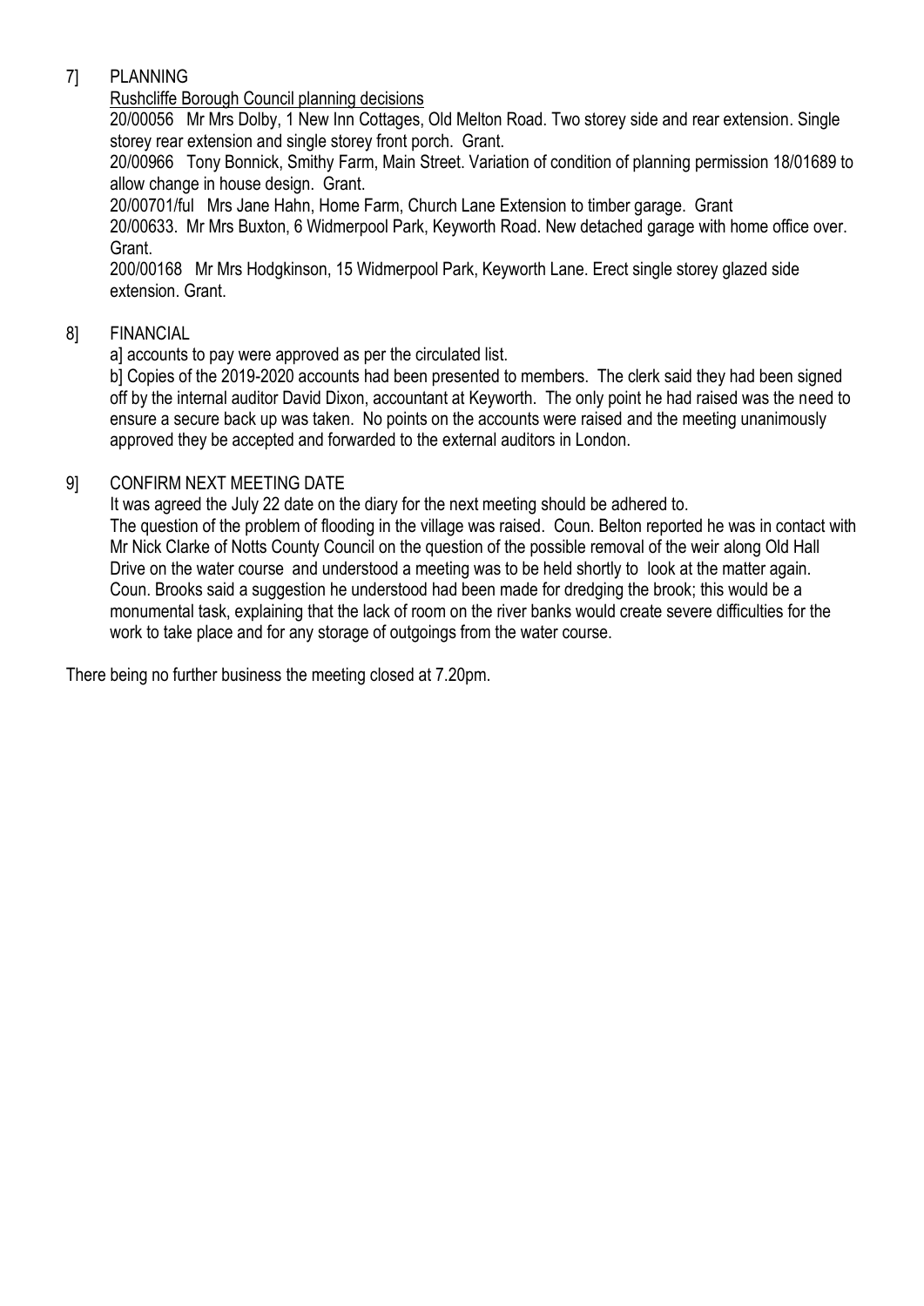## 7] PLANNING

Rushcliffe Borough Council planning decisions

20/00056 Mr Mrs Dolby, 1 New Inn Cottages, Old Melton Road. Two storey side and rear extension. Single storey rear extension and single storey front porch. Grant.

20/00966 Tony Bonnick, Smithy Farm, Main Street. Variation of condition of planning permission 18/01689 to allow change in house design. Grant.

20/00701/ful Mrs Jane Hahn, Home Farm, Church Lane Extension to timber garage. Grant

20/00633. Mr Mrs Buxton, 6 Widmerpool Park, Keyworth Road. New detached garage with home office over. Grant.

200/00168 Mr Mrs Hodgkinson, 15 Widmerpool Park, Keyworth Lane. Erect single storey glazed side extension. Grant.

## 8] FINANCIAL

a] accounts to pay were approved as per the circulated list.

b] Copies of the 2019-2020 accounts had been presented to members. The clerk said they had been signed off by the internal auditor David Dixon, accountant at Keyworth. The only point he had raised was the need to ensure a secure back up was taken. No points on the accounts were raised and the meeting unanimously approved they be accepted and forwarded to the external auditors in London.

## 9] CONFIRM NEXT MEETING DATE

It was agreed the July 22 date on the diary for the next meeting should be adhered to.

The question of the problem of flooding in the village was raised. Coun. Belton reported he was in contact with Mr Nick Clarke of Notts County Council on the question of the possible removal of the weir along Old Hall Drive on the water course and understood a meeting was to be held shortly to look at the matter again. Coun. Brooks said a suggestion he understood had been made for dredging the brook; this would be a monumental task, explaining that the lack of room on the river banks would create severe difficulties for the work to take place and for any storage of outgoings from the water course.

There being no further business the meeting closed at 7.20pm.